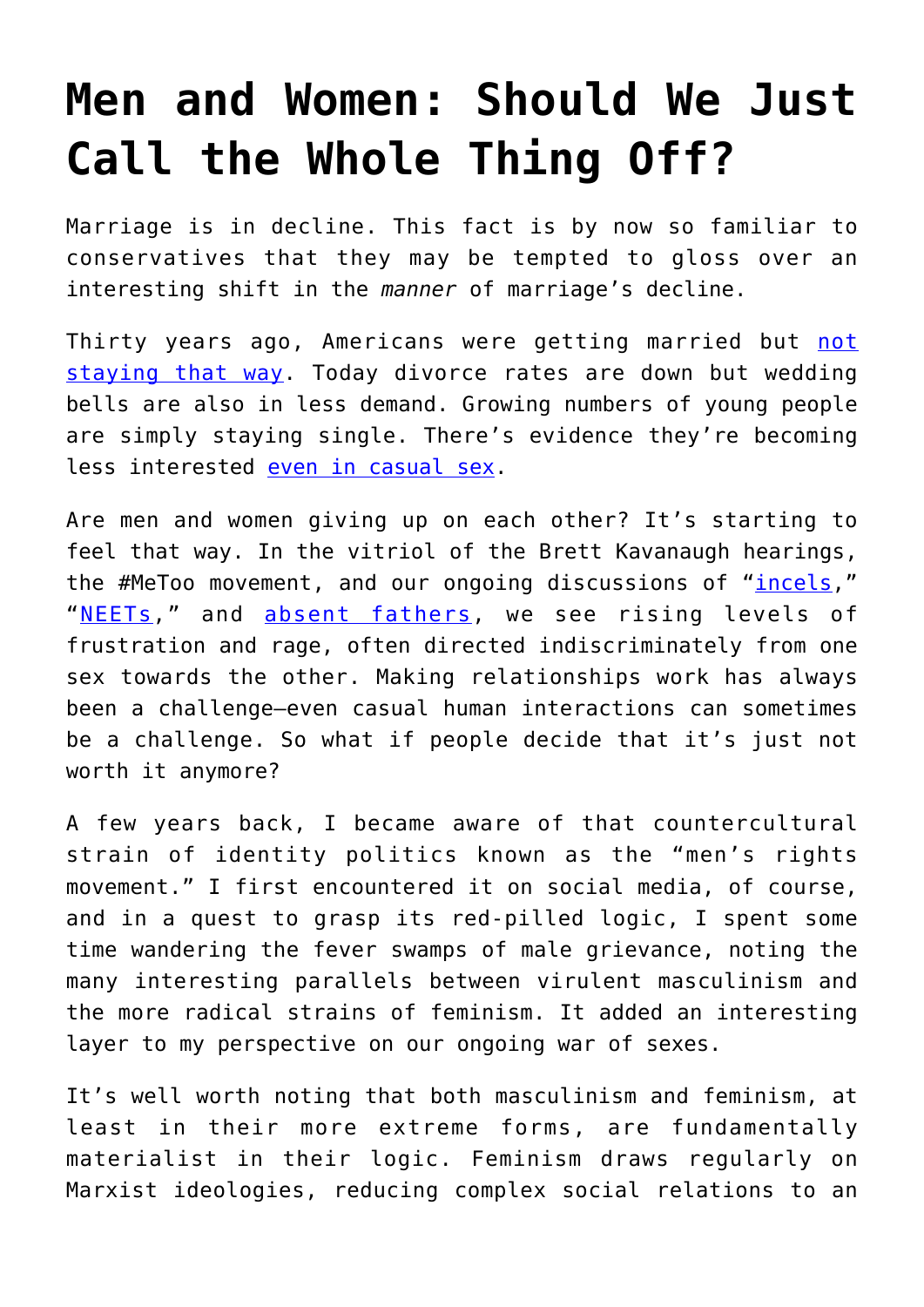# Men and Women: Should We Just Call the Whole Thing Off?

Marriage is in decline. This fact is by now so familiar to conservatives that they may be tempted to gloss over an interesting shift in the *manner* of marriage's decline.

Thirty years ago, Americans were getting married but not staying that way. Today divorce rates are down but wedding bells are also in less demand. Growing numbers of young people are simply staying single. There's evidence they're becoming less interested even in casual sex.

Are men and women giving up on each other? It's starting to feel that way. In the vitriol of the Brett Kavanaugh hearings, the #MeToo movement, and our ongoing discussions of "incels," "NEETs," and absent fathers, we see rising levels of frustration and rage, often directed indiscriminately from one sex towards the other. Making relationships work has always been a challenge—even casual human interactions can sometimes be a challenge. So what if people decide that it's just not worth it anymore?

A few years back, I became aware of that countercultural strain of identity politics known as the "men's rights movement." I first encountered it on social media, of course, and in a quest to grasp its red-pilled logic, I spent some time wandering the fever swamps of male grievance, noting the many interesting parallels between virulent masculinism and the more radical strains of feminism. It added an interesting layer to my perspective on our ongoing war of sexes.

It's well worth noting that both masculinism and feminism, at least in their more extreme forms, are fundamentally materialist in their logic. Feminism draws regularly on Marxist ideologies, reducing complex social relations to an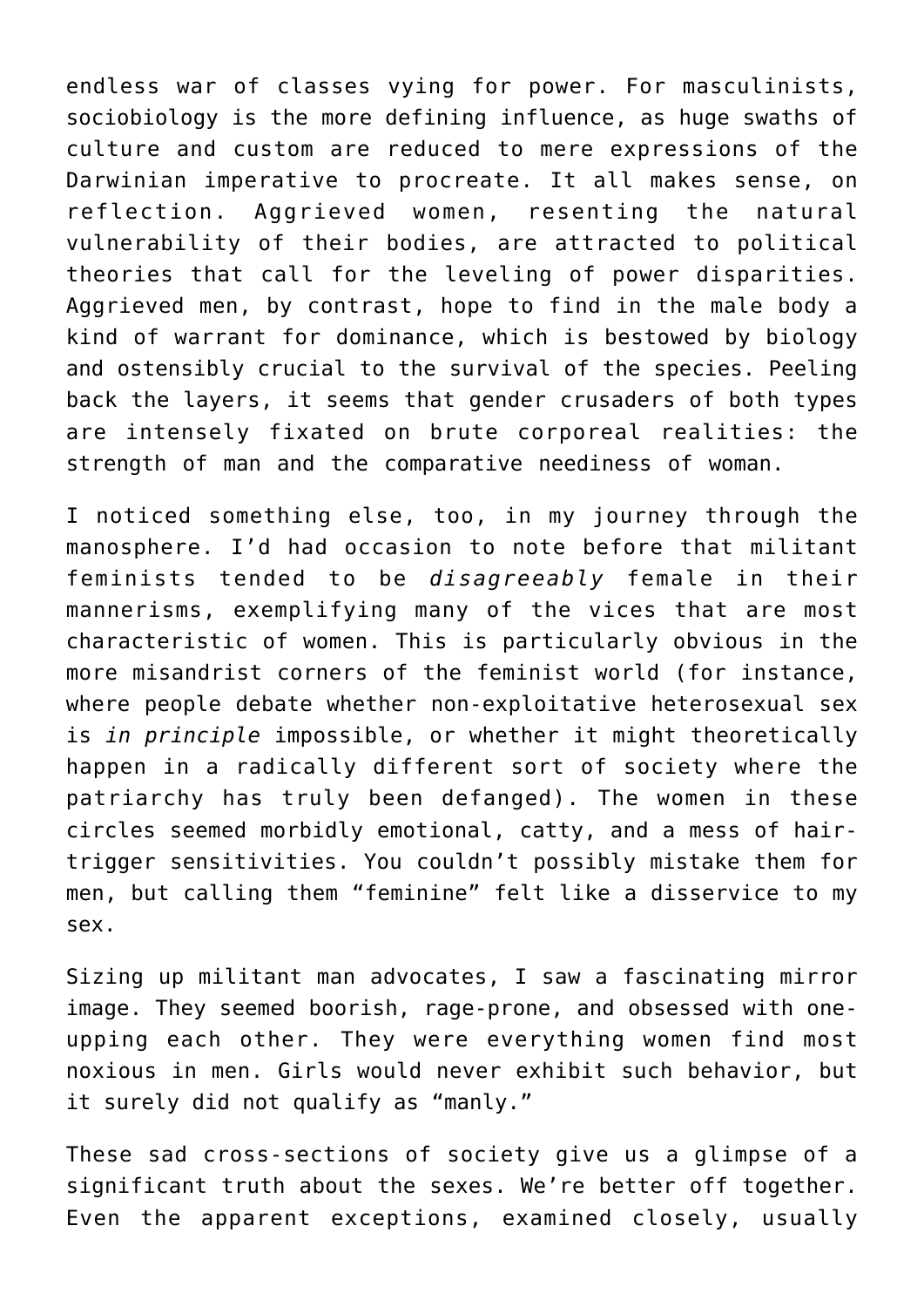endless war of classes vying for power. For masculinists, sociobiology is the more defining influence, as huge swaths of culture and custom are reduced to mere expressions of the Darwinian imperative to procreate. It all makes sense, on reflection. Aggrieved women, resenting the natural vulnerability of their bodies, are attracted to political theories that call for the leveling of power disparities. Aggrieved men, by contrast, hope to find in the male body a kind of warrant for dominance, which is bestowed by biology and ostensibly crucial to the survival of the species. Peeling back the layers, it seems that gender crusaders of both types are intensely fixated on brute corporeal realities: the strength of man and the comparative neediness of woman.

I noticed something else, too, in my journey through the manosphere. I'd had occasion to note before that militant feminists tended to be *disagreeably* female in their mannerisms, exemplifying many of the vices that are most characteristic of women. This is particularly obvious in the more misandrist corners of the feminist world (for instance, where people debate whether non-exploitative heterosexual sex is *in principle* impossible, or whether it might theoretically happen in a radically different sort of society where the patriarchy has truly been defanged). The women in these circles seemed morbidly emotional, catty, and a mess of hair-trigger sensitivities. You couldn't possibly mistake them for men, but calling them "feminine" felt like a disservice to my sex.

Sizing up militant man advocates, I saw a fascinating mirror image. They seemed boorish, rage-prone, and obsessed with one-upping each other. They were everything women find most noxious in men. Girls would never exhibit such behavior, but it surely did not qualify as "manly."

These sad cross-sections of society give us a glimpse of a significant truth about the sexes. We're better off together. Even the apparent exceptions, examined closely, usually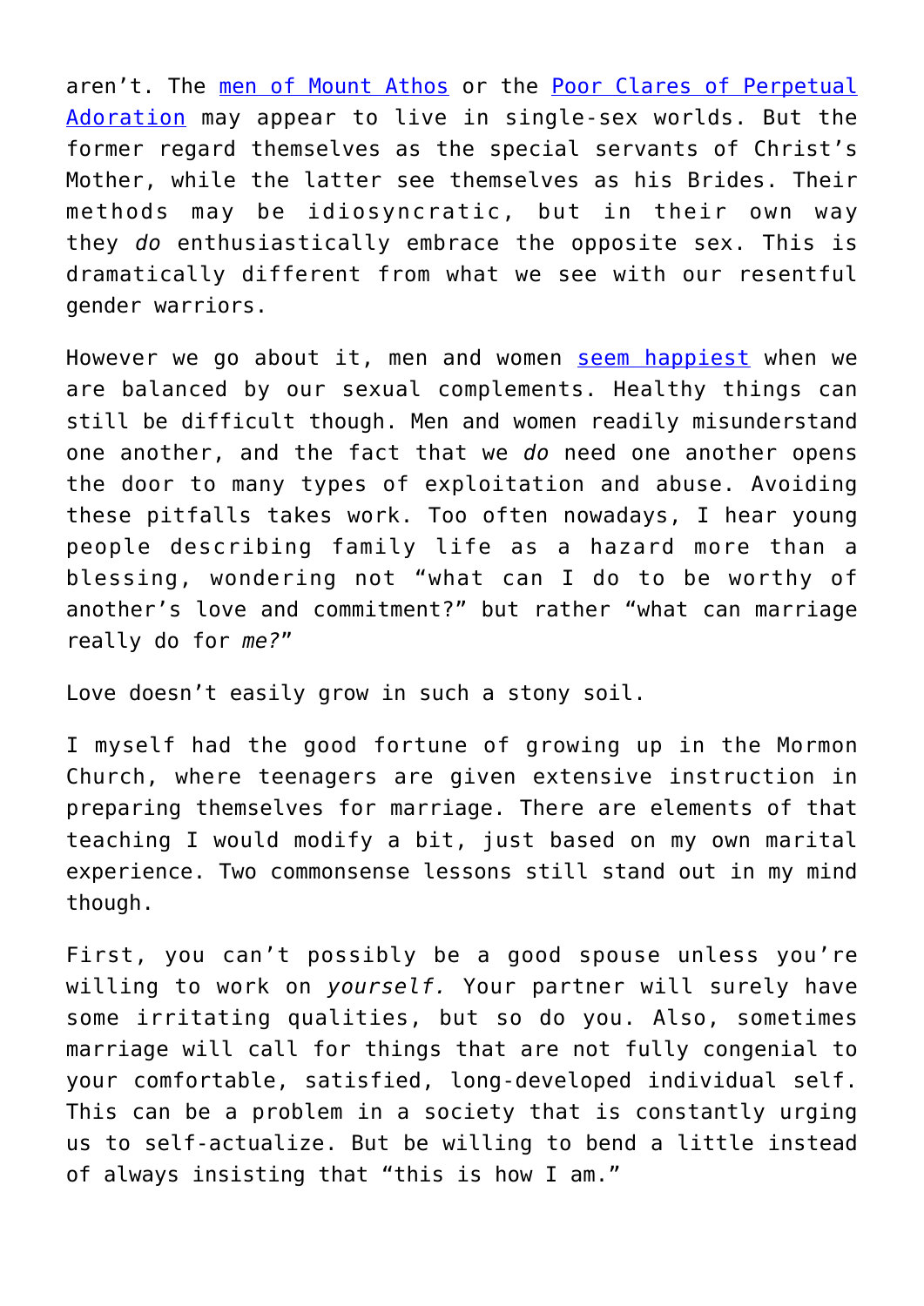aren't. The men of Mount Athos or the Poor Clares of Perpetual Adoration may appear to live in single-sex worlds. But the former regard themselves as the special servants of Christ's Mother, while the latter see themselves as his Brides. Their methods may be idiosyncratic, but in their own way they *do* enthusiastically embrace the opposite sex. This is dramatically different from what we see with our resentful gender warriors.

However we go about it, men and women seem happiest when we are balanced by our sexual complements. Healthy things can still be difficult though. Men and women readily misunderstand one another, and the fact that we *do* need one another opens the door to many types of exploitation and abuse. Avoiding these pitfalls takes work. Too often nowadays, I hear young people describing family life as a hazard more than a blessing, wondering not "what can I do to be worthy of another's love and commitment?" but rather "what can marriage really do for *me?*"

Love doesn't easily grow in such a stony soil.

I myself had the good fortune of growing up in the Mormon Church, where teenagers are given extensive instruction in preparing themselves for marriage. There are elements of that teaching I would modify a bit, just based on my own marital experience. Two commonsense lessons still stand out in my mind though.

First, you can't possibly be a good spouse unless you're willing to work on *yourself.* Your partner will surely have some irritating qualities, but so do you. Also, sometimes marriage will call for things that are not fully congenial to your comfortable, satisfied, long-developed individual self. This can be a problem in a society that is constantly urging us to self-actualize. But be willing to bend a little instead of always insisting that "this is how I am."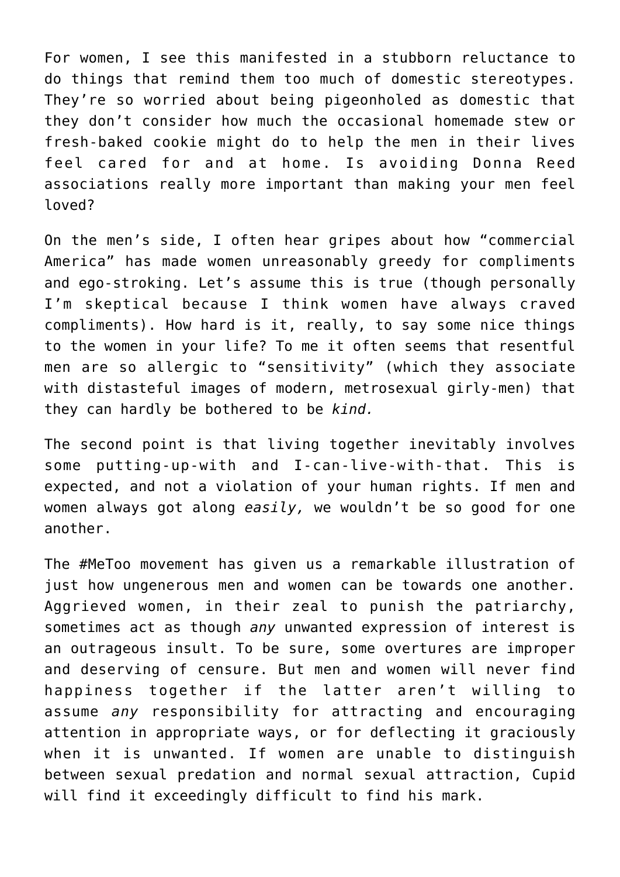For women, I see this manifested in a stubborn reluctance to do things that remind them too much of domestic stereotypes. They're so worried about being pigeonholed as domestic that they don't consider how much the occasional homemade stew or fresh-baked cookie might do to help the men in their lives feel cared for and at home. Is avoiding Donna Reed associations really more important than making your men feel loved?

On the men's side, I often hear gripes about how "commercial America" has made women unreasonably greedy for compliments and ego-stroking. Let's assume this is true (though personally I'm skeptical because I think women have always craved compliments). How hard is it, really, to say some nice things to the women in your life? To me it often seems that resentful men are so allergic to "sensitivity" (which they associate with distasteful images of modern, metrosexual girly-men) that they can hardly be bothered to be *kind.*

The second point is that living together inevitably involves some putting-up-with and I-can-live-with-that. This is expected, and not a violation of your human rights. If men and women always got along *easily,* we wouldn't be so good for one another.

The #MeToo movement has given us a remarkable illustration of just how ungenerous men and women can be towards one another. Aggrieved women, in their zeal to punish the patriarchy, sometimes act as though *any* unwanted expression of interest is an outrageous insult. To be sure, some overtures are improper and deserving of censure. But men and women will never find happiness together if the latter aren't willing to assume *any* responsibility for attracting and encouraging attention in appropriate ways, or for deflecting it graciously when it is unwanted. If women are unable to distinguish between sexual predation and normal sexual attraction, Cupid will find it exceedingly difficult to find his mark.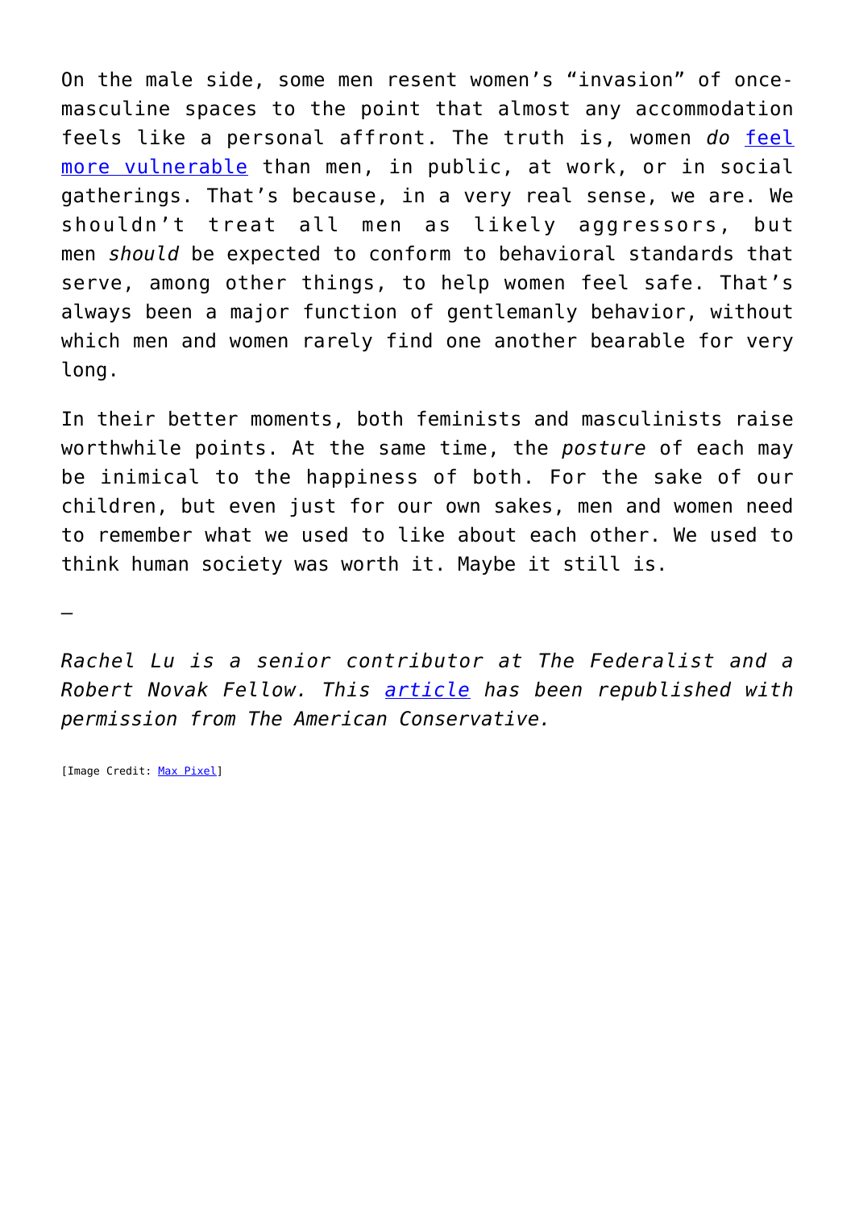On the male side, some men resent women's "invasion" of once-masculine spaces to the point that almost any accommodation feels like a personal affront. The truth is, women *do* feel more vulnerable than men, in public, at work, or in social gatherings. That's because, in a very real sense, we are. We shouldn't treat all men as likely aggressors, but men *should* be expected to conform to behavioral standards that serve, among other things, to help women feel safe. That's always been a major function of gentlemanly behavior, without which men and women rarely find one another bearable for very long.

In their better moments, both feminists and masculinists raise worthwhile points. At the same time, the *posture* of each may be inimical to the happiness of both. For the sake of our children, but even just for our own sakes, men and women need to remember what we used to like about each other. We used to think human society was worth it. Maybe it still is.

—

*Rachel Lu is a senior contributor at The Federalist and a Robert Novak Fellow. This article has been republished with permission from The American Conservative.*

[Image Credit: Max Pixel]